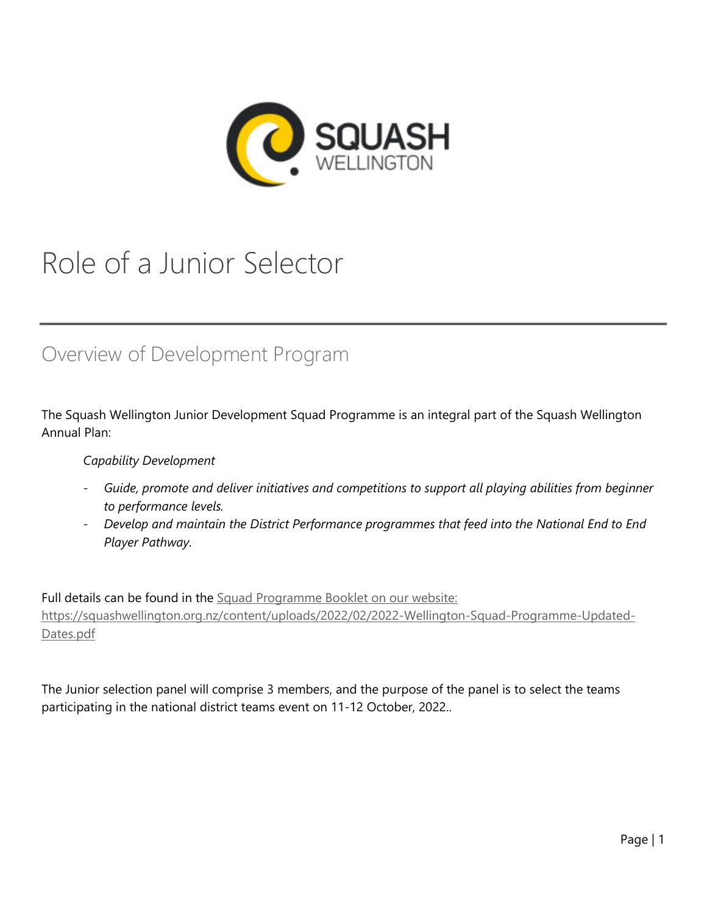# Role of a Junior Selector

## Overview of Development Program

The Squash Wellington Junior Development Squad Programme is an integral part of the Squash Wellington Annual Plan:

> *Capability Development*
>
> - *Guide, promote and deliver initiatives and competitions to support all playing abilities from beginner to performance levels.*
> - *Develop and maintain the District Performance programmes that feed into the National End to End Player Pathway.*

Full details can be found in the [Squad Programme Booklet on our website: https://squashwellington.org.nz/content/uploads/2022/02/2022-Wellington-Squad-Programme-Updated-Dates.pdf](https://squashwellington.org.nz/content/uploads/2022/02/2022-Wellington-Squad-Programme-Updated-Dates.pdf)

The Junior selection panel will comprise 3 members, and the purpose of the panel is to select the teams participating in the national district teams event on 11-12 October, 2022..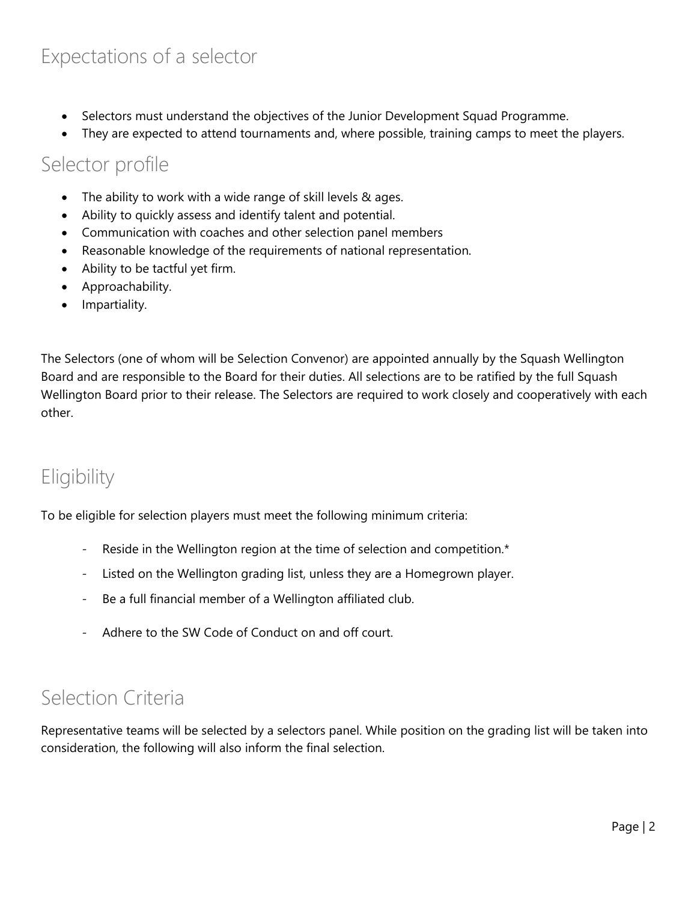## Expectations of a selector

- Selectors must understand the objectives of the Junior Development Squad Programme.
- They are expected to attend tournaments and, where possible, training camps to meet the players.

## Selector profile

- The ability to work with a wide range of skill levels & ages.
- Ability to quickly assess and identify talent and potential.
- Communication with coaches and other selection panel members
- Reasonable knowledge of the requirements of national representation.
- Ability to be tactful yet firm.
- Approachability.
- Impartiality.

The Selectors (one of whom will be Selection Convenor) are appointed annually by the Squash Wellington Board and are responsible to the Board for their duties. All selections are to be ratified by the full Squash Wellington Board prior to their release. The Selectors are required to work closely and cooperatively with each other.

## Eligibility

To be eligible for selection players must meet the following minimum criteria:

- Reside in the Wellington region at the time of selection and competition.*
- Listed on the Wellington grading list, unless they are a Homegrown player.
- Be a full financial member of a Wellington affiliated club.
- Adhere to the SW Code of Conduct on and off court.

## Selection Criteria

Representative teams will be selected by a selectors panel. While position on the grading list will be taken into consideration, the following will also inform the final selection.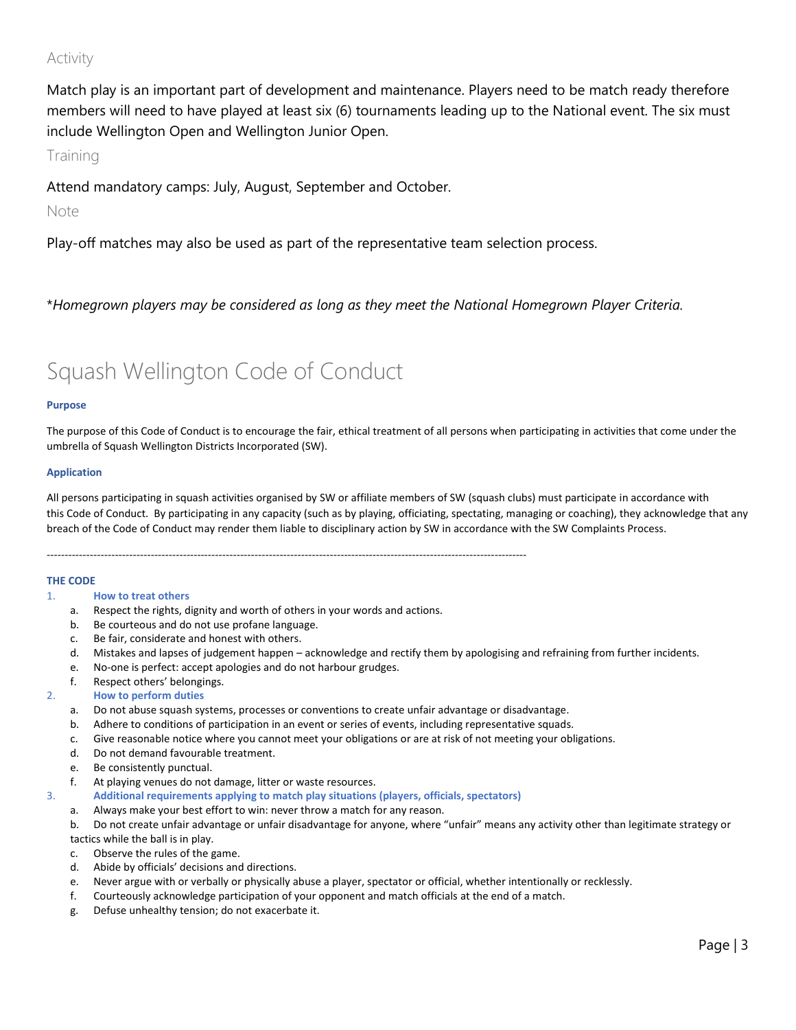### Activity

Match play is an important part of development and maintenance. Players need to be match ready therefore members will need to have played at least six (6) tournaments leading up to the National event. The six must include Wellington Open and Wellington Junior Open.

### Training

Attend mandatory camps: July, August, September and October.

### Note

Play-off matches may also be used as part of the representative team selection process.

*\*Homegrown players may be considered as long as they meet the National Homegrown Player Criteria.*

# Squash Wellington Code of Conduct

**Purpose**

The purpose of this Code of Conduct is to encourage the fair, ethical treatment of all persons when participating in activities that come under the umbrella of Squash Wellington Districts Incorporated (SW).

**Application**

All persons participating in squash activities organised by SW or affiliate members of SW (squash clubs) must participate in accordance with this Code of Conduct. By participating in any capacity (such as by playing, officiating, spectating, managing or coaching), they acknowledge that any breach of the Code of Conduct may render them liable to disciplinary action by SW in accordance with the SW Complaints Process.

---

**THE CODE**

1. **How to treat others**
   a. Respect the rights, dignity and worth of others in your words and actions.
   b. Be courteous and do not use profane language.
   c. Be fair, considerate and honest with others.
   d. Mistakes and lapses of judgement happen – acknowledge and rectify them by apologising and refraining from further incidents.
   e. No-one is perfect: accept apologies and do not harbour grudges.
   f. Respect others' belongings.
2. **How to perform duties**
   a. Do not abuse squash systems, processes or conventions to create unfair advantage or disadvantage.
   b. Adhere to conditions of participation in an event or series of events, including representative squads.
   c. Give reasonable notice where you cannot meet your obligations or are at risk of not meeting your obligations.
   d. Do not demand favourable treatment.
   e. Be consistently punctual.
   f. At playing venues do not damage, litter or waste resources.
3. **Additional requirements applying to match play situations (players, officials, spectators)**
   a. Always make your best effort to win: never throw a match for any reason.
   b. Do not create unfair advantage or unfair disadvantage for anyone, where "unfair" means any activity other than legitimate strategy or tactics while the ball is in play.
   c. Observe the rules of the game.
   d. Abide by officials' decisions and directions.
   e. Never argue with or verbally or physically abuse a player, spectator or official, whether intentionally or recklessly.
   f. Courteously acknowledge participation of your opponent and match officials at the end of a match.
   g. Defuse unhealthy tension; do not exacerbate it.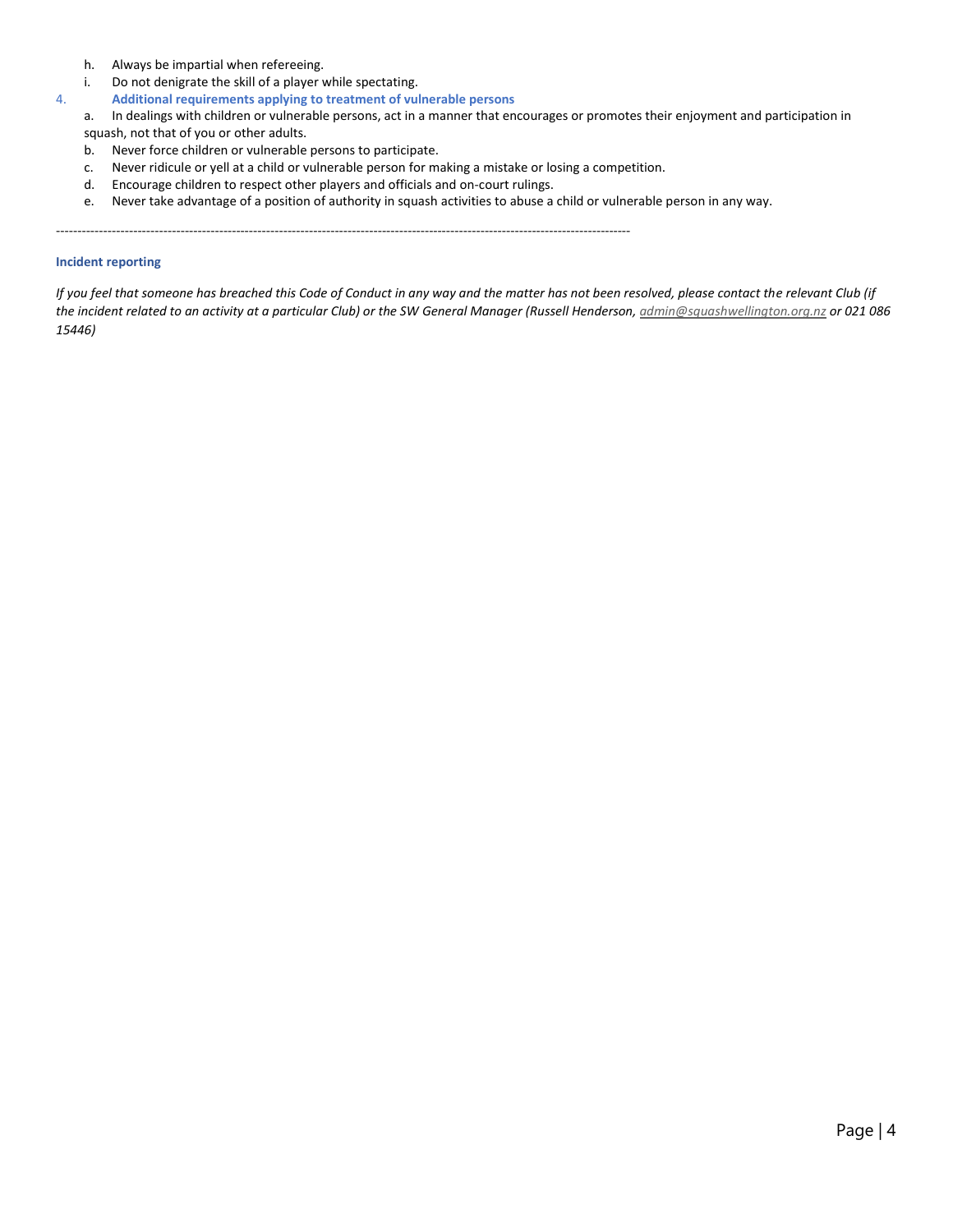h. Always be impartial when refereeing.
i. Do not denigrate the skill of a player while spectating.

4. **Additional requirements applying to treatment of vulnerable persons**

a. In dealings with children or vulnerable persons, act in a manner that encourages or promotes their enjoyment and participation in squash, not that of you or other adults.
b. Never force children or vulnerable persons to participate.
c. Never ridicule or yell at a child or vulnerable person for making a mistake or losing a competition.
d. Encourage children to respect other players and officials and on-court rulings.
e. Never take advantage of a position of authority in squash activities to abuse a child or vulnerable person in any way.

---

**Incident reporting**

*If you feel that someone has breached this Code of Conduct in any way and the matter has not been resolved, please contact the relevant Club (if the incident related to an activity at a particular Club) or the SW General Manager (Russell Henderson, admin@squashwellington.org.nz or 021 086 15446)*